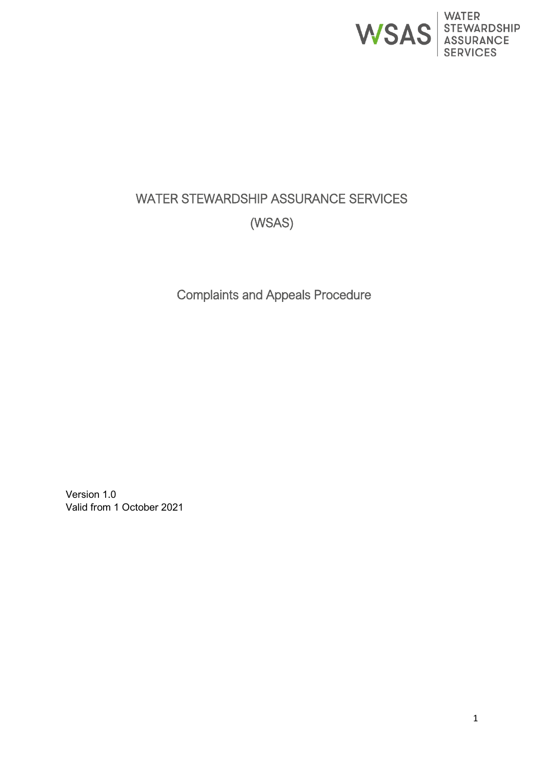# WATER STEWARDSHIP ASSURANCE SERVICES

# (WSAS)

## Complaints and Appeals Procedure

Version 1.0
Valid from 1 October 2021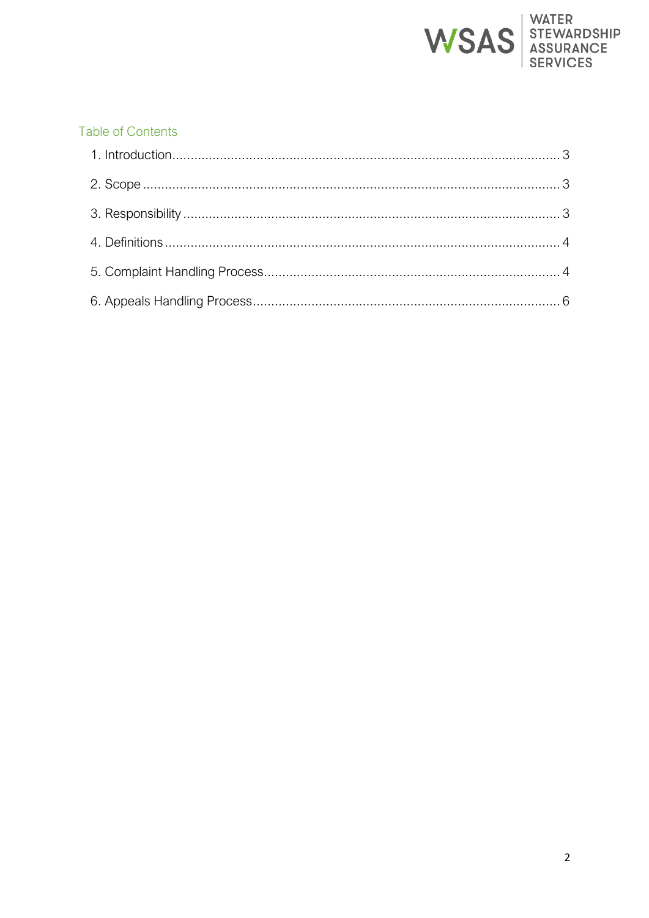## Table of Contents

1. Introduction .......... 3
2. Scope .......... 3
3. Responsibility .......... 3
4. Definitions .......... 4
5. Complaint Handling Process .......... 4
6. Appeals Handling Process .......... 6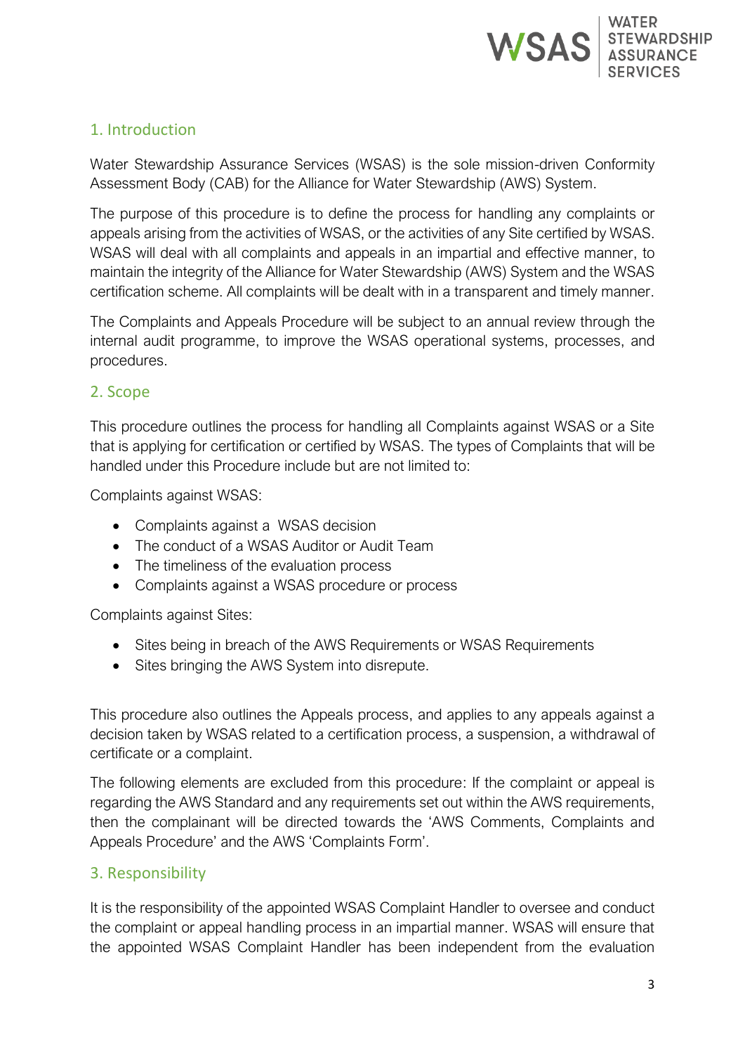## 1. Introduction

Water Stewardship Assurance Services (WSAS) is the sole mission-driven Conformity Assessment Body (CAB) for the Alliance for Water Stewardship (AWS) System.

The purpose of this procedure is to define the process for handling any complaints or appeals arising from the activities of WSAS, or the activities of any Site certified by WSAS. WSAS will deal with all complaints and appeals in an impartial and effective manner, to maintain the integrity of the Alliance for Water Stewardship (AWS) System and the WSAS certification scheme. All complaints will be dealt with in a transparent and timely manner.

The Complaints and Appeals Procedure will be subject to an annual review through the internal audit programme, to improve the WSAS operational systems, processes, and procedures.

## 2. Scope

This procedure outlines the process for handling all Complaints against WSAS or a Site that is applying for certification or certified by WSAS. The types of Complaints that will be handled under this Procedure include but are not limited to:

Complaints against WSAS:

- Complaints against a WSAS decision
- The conduct of a WSAS Auditor or Audit Team
- The timeliness of the evaluation process
- Complaints against a WSAS procedure or process

Complaints against Sites:

- Sites being in breach of the AWS Requirements or WSAS Requirements
- Sites bringing the AWS System into disrepute.

This procedure also outlines the Appeals process, and applies to any appeals against a decision taken by WSAS related to a certification process, a suspension, a withdrawal of certificate or a complaint.

The following elements are excluded from this procedure: If the complaint or appeal is regarding the AWS Standard and any requirements set out within the AWS requirements, then the complainant will be directed towards the 'AWS Comments, Complaints and Appeals Procedure' and the AWS 'Complaints Form'.

## 3. Responsibility

It is the responsibility of the appointed WSAS Complaint Handler to oversee and conduct the complaint or appeal handling process in an impartial manner. WSAS will ensure that the appointed WSAS Complaint Handler has been independent from the evaluation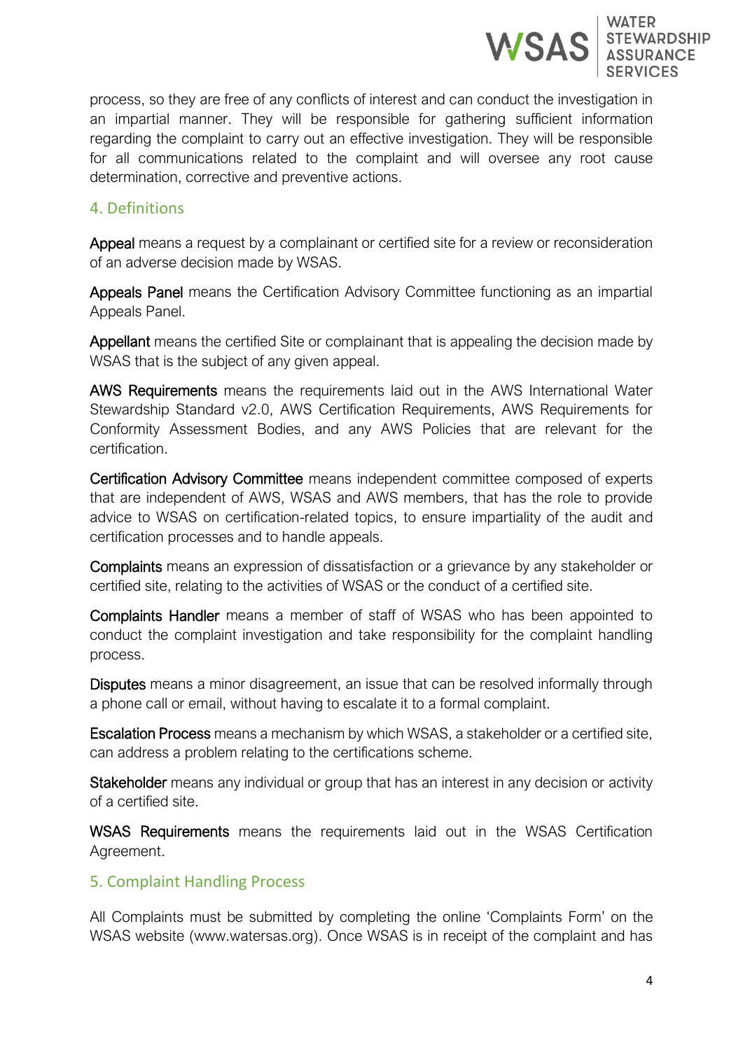process, so they are free of any conflicts of interest and can conduct the investigation in an impartial manner. They will be responsible for gathering sufficient information regarding the complaint to carry out an effective investigation. They will be responsible for all communications related to the complaint and will oversee any root cause determination, corrective and preventive actions.

## 4. Definitions

**Appeal** means a request by a complainant or certified site for a review or reconsideration of an adverse decision made by WSAS.

**Appeals Panel** means the Certification Advisory Committee functioning as an impartial Appeals Panel.

**Appellant** means the certified Site or complainant that is appealing the decision made by WSAS that is the subject of any given appeal.

**AWS Requirements** means the requirements laid out in the AWS International Water Stewardship Standard v2.0, AWS Certification Requirements, AWS Requirements for Conformity Assessment Bodies, and any AWS Policies that are relevant for the certification.

**Certification Advisory Committee** means independent committee composed of experts that are independent of AWS, WSAS and AWS members, that has the role to provide advice to WSAS on certification-related topics, to ensure impartiality of the audit and certification processes and to handle appeals.

**Complaints** means an expression of dissatisfaction or a grievance by any stakeholder or certified site, relating to the activities of WSAS or the conduct of a certified site.

**Complaints Handler** means a member of staff of WSAS who has been appointed to conduct the complaint investigation and take responsibility for the complaint handling process.

**Disputes** means a minor disagreement, an issue that can be resolved informally through a phone call or email, without having to escalate it to a formal complaint.

**Escalation Process** means a mechanism by which WSAS, a stakeholder or a certified site, can address a problem relating to the certifications scheme.

**Stakeholder** means any individual or group that has an interest in any decision or activity of a certified site.

**WSAS Requirements** means the requirements laid out in the WSAS Certification Agreement.

## 5. Complaint Handling Process

All Complaints must be submitted by completing the online 'Complaints Form' on the WSAS website (www.watersas.org). Once WSAS is in receipt of the complaint and has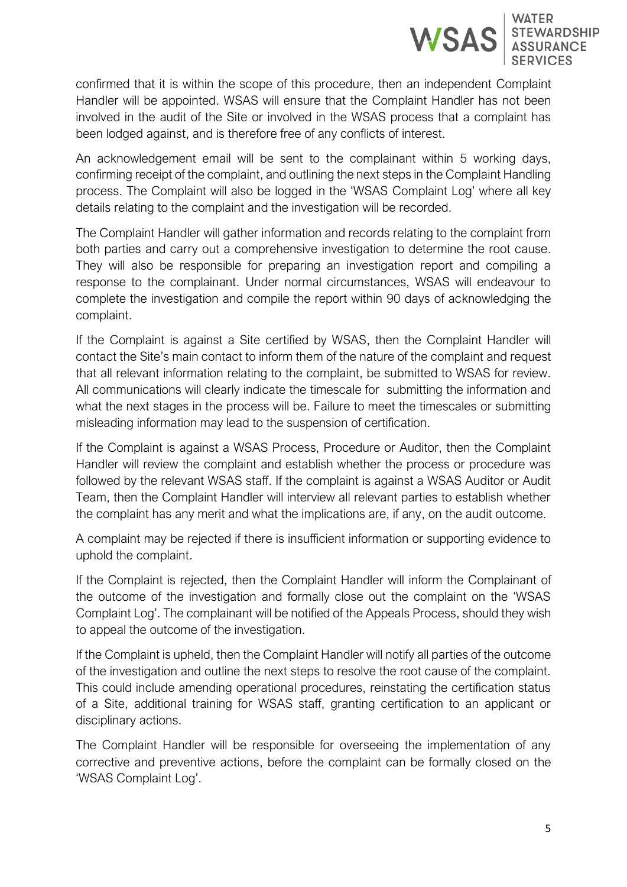confirmed that it is within the scope of this procedure, then an independent Complaint Handler will be appointed. WSAS will ensure that the Complaint Handler has not been involved in the audit of the Site or involved in the WSAS process that a complaint has been lodged against, and is therefore free of any conflicts of interest.

An acknowledgement email will be sent to the complainant within 5 working days, confirming receipt of the complaint, and outlining the next steps in the Complaint Handling process. The Complaint will also be logged in the 'WSAS Complaint Log' where all key details relating to the complaint and the investigation will be recorded.

The Complaint Handler will gather information and records relating to the complaint from both parties and carry out a comprehensive investigation to determine the root cause. They will also be responsible for preparing an investigation report and compiling a response to the complainant. Under normal circumstances, WSAS will endeavour to complete the investigation and compile the report within 90 days of acknowledging the complaint.

If the Complaint is against a Site certified by WSAS, then the Complaint Handler will contact the Site's main contact to inform them of the nature of the complaint and request that all relevant information relating to the complaint, be submitted to WSAS for review. All communications will clearly indicate the timescale for submitting the information and what the next stages in the process will be. Failure to meet the timescales or submitting misleading information may lead to the suspension of certification.

If the Complaint is against a WSAS Process, Procedure or Auditor, then the Complaint Handler will review the complaint and establish whether the process or procedure was followed by the relevant WSAS staff. If the complaint is against a WSAS Auditor or Audit Team, then the Complaint Handler will interview all relevant parties to establish whether the complaint has any merit and what the implications are, if any, on the audit outcome.

A complaint may be rejected if there is insufficient information or supporting evidence to uphold the complaint.

If the Complaint is rejected, then the Complaint Handler will inform the Complainant of the outcome of the investigation and formally close out the complaint on the 'WSAS Complaint Log'. The complainant will be notified of the Appeals Process, should they wish to appeal the outcome of the investigation.

If the Complaint is upheld, then the Complaint Handler will notify all parties of the outcome of the investigation and outline the next steps to resolve the root cause of the complaint. This could include amending operational procedures, reinstating the certification status of a Site, additional training for WSAS staff, granting certification to an applicant or disciplinary actions.

The Complaint Handler will be responsible for overseeing the implementation of any corrective and preventive actions, before the complaint can be formally closed on the 'WSAS Complaint Log'.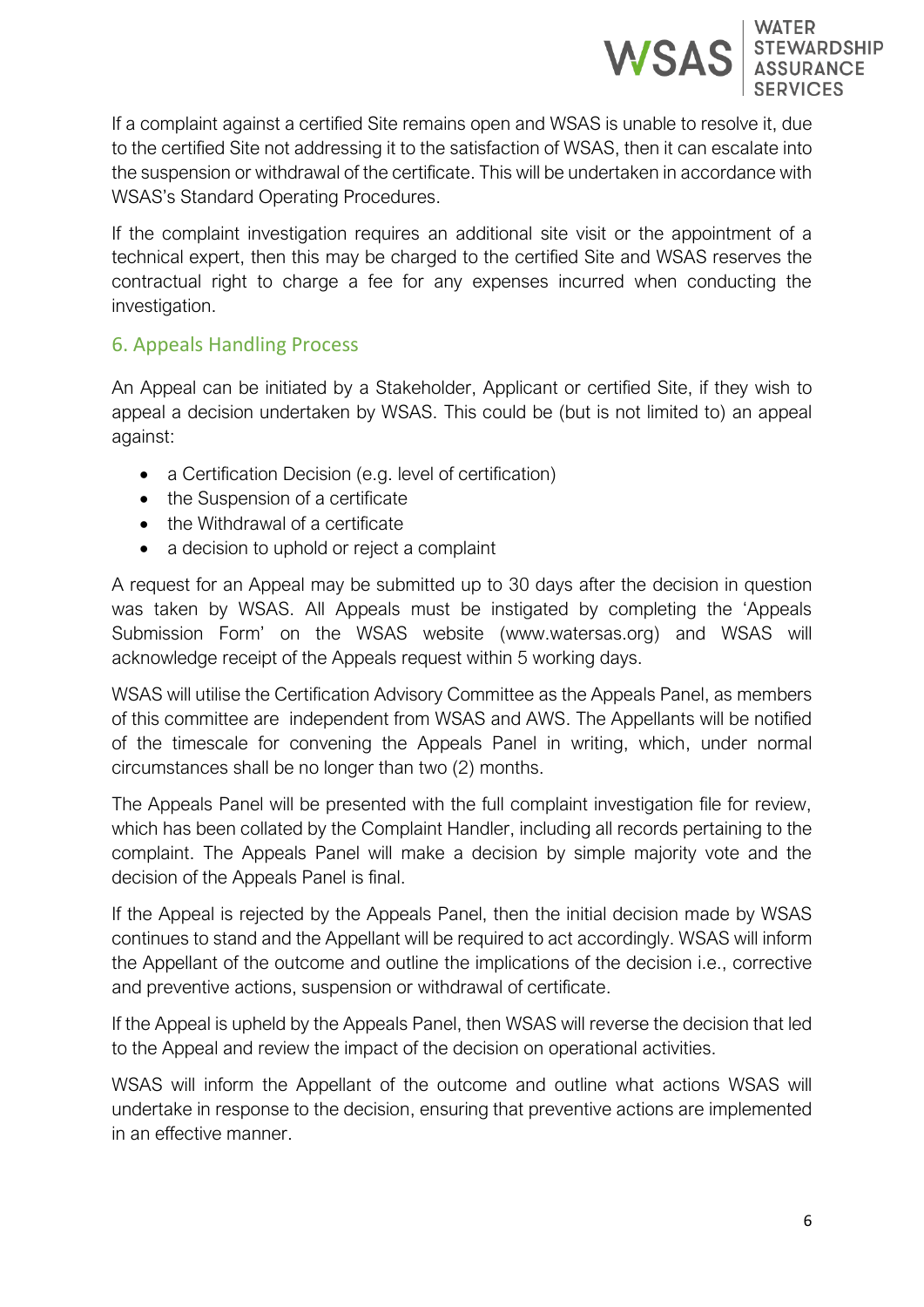If a complaint against a certified Site remains open and WSAS is unable to resolve it, due to the certified Site not addressing it to the satisfaction of WSAS, then it can escalate into the suspension or withdrawal of the certificate. This will be undertaken in accordance with WSAS's Standard Operating Procedures.

If the complaint investigation requires an additional site visit or the appointment of a technical expert, then this may be charged to the certified Site and WSAS reserves the contractual right to charge a fee for any expenses incurred when conducting the investigation.

## 6. Appeals Handling Process

An Appeal can be initiated by a Stakeholder, Applicant or certified Site, if they wish to appeal a decision undertaken by WSAS. This could be (but is not limited to) an appeal against:

- a Certification Decision (e.g. level of certification)
- the Suspension of a certificate
- the Withdrawal of a certificate
- a decision to uphold or reject a complaint

A request for an Appeal may be submitted up to 30 days after the decision in question was taken by WSAS. All Appeals must be instigated by completing the 'Appeals Submission Form' on the WSAS website (www.watersas.org) and WSAS will acknowledge receipt of the Appeals request within 5 working days.

WSAS will utilise the Certification Advisory Committee as the Appeals Panel, as members of this committee are independent from WSAS and AWS. The Appellants will be notified of the timescale for convening the Appeals Panel in writing, which, under normal circumstances shall be no longer than two (2) months.

The Appeals Panel will be presented with the full complaint investigation file for review, which has been collated by the Complaint Handler, including all records pertaining to the complaint. The Appeals Panel will make a decision by simple majority vote and the decision of the Appeals Panel is final.

If the Appeal is rejected by the Appeals Panel, then the initial decision made by WSAS continues to stand and the Appellant will be required to act accordingly. WSAS will inform the Appellant of the outcome and outline the implications of the decision i.e., corrective and preventive actions, suspension or withdrawal of certificate.

If the Appeal is upheld by the Appeals Panel, then WSAS will reverse the decision that led to the Appeal and review the impact of the decision on operational activities.

WSAS will inform the Appellant of the outcome and outline what actions WSAS will undertake in response to the decision, ensuring that preventive actions are implemented in an effective manner.